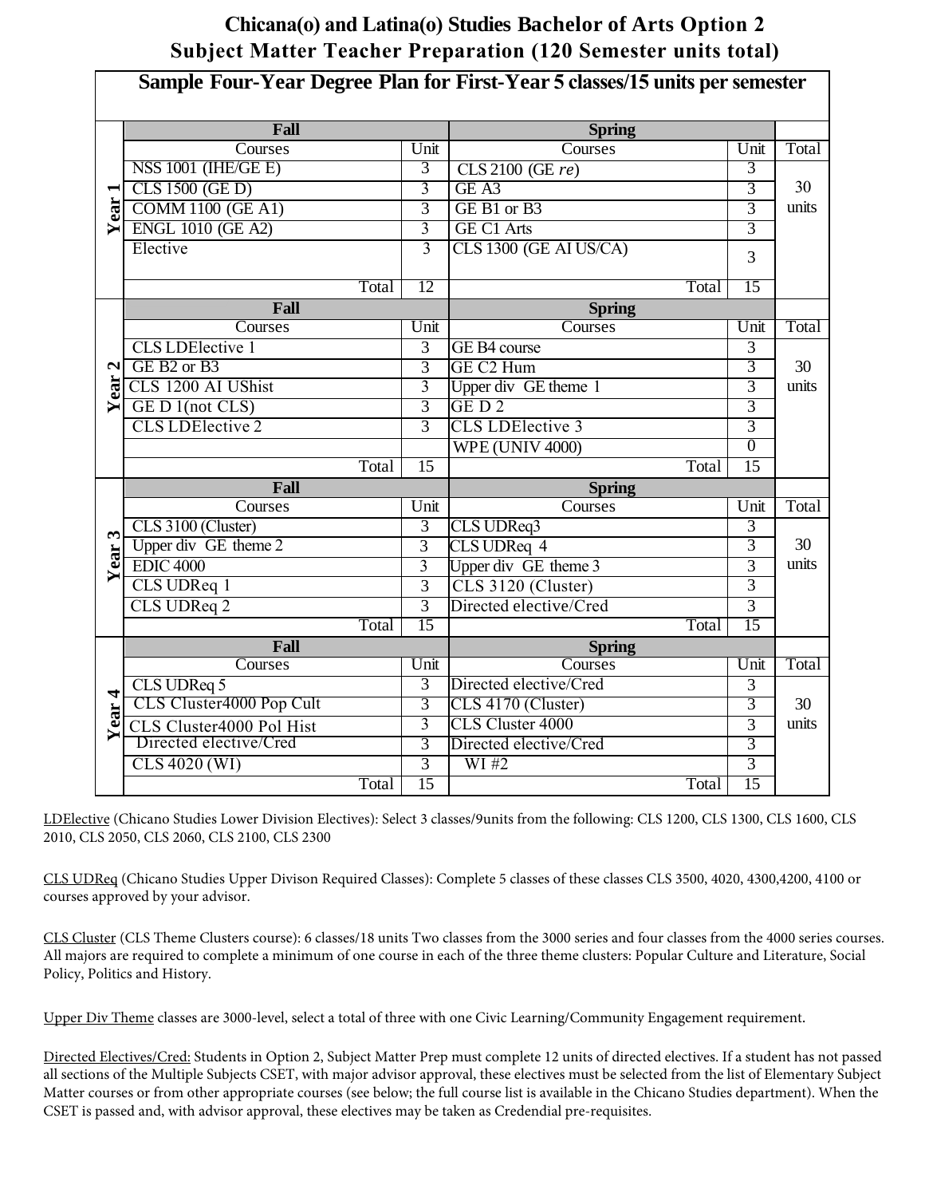# Chicana(o) and Latina(o) Studies Bachelor of Arts Option 2
## Subject Matter Teacher Preparation (120 Semester units total)

### Sample Four-Year Degree Plan for First-Year 5 classes/15 units per semester

| | Fall | | Spring | | |
|---|---|---|---|---|---|
| | Courses | Unit | Courses | Unit | Total |
| Year 1 | NSS 1001 (IHE/GE E) | 3 | CLS 2100 (GE *re*) | 3 | 30 units |
| | CLS 1500 (GE D) | 3 | GE A3 | 3 | |
| | COMM 1100 (GE A1) | 3 | GE B1 or B3 | 3 | |
| | ENGL 1010 (GE A2) | 3 | GE C1 Arts | 3 | |
| | Elective | 3 | CLS 1300 (GE AI US/CA) | 3 | |
| | Total | 12 | Total | 15 | |
| | **Fall** | | **Spring** | | |
| | Courses | Unit | Courses | Unit | Total |
| Year 2 | CLS LDElective 1 | 3 | GE B4 course | 3 | 30 units |
| | GE B2 or B3 | 3 | GE C2 Hum | 3 | |
| | CLS 1200 AI UShist | 3 | Upper div GE theme 1 | 3 | |
| | GE D 1(not CLS) | 3 | GE D 2 | 3 | |
| | CLS LDElective 2 | 3 | CLS LDElective 3 | 3 | |
| | | | WPE (UNIV 4000) | 0 | |
| | Total | 15 | Total | 15 | |
| | **Fall** | | **Spring** | | |
| | Courses | Unit | Courses | Unit | Total |
| Year 3 | CLS 3100 (Cluster) | 3 | CLS UDReq3 | 3 | 30 units |
| | Upper div GE theme 2 | 3 | CLS UDReq 4 | 3 | |
| | EDIC 4000 | 3 | Upper div GE theme 3 | 3 | |
| | CLS UDReq 1 | 3 | CLS 3120 (Cluster) | 3 | |
| | CLS UDReq 2 | 3 | Directed elective/Cred | 3 | |
| | Total | 15 | Total | 15 | |
| | **Fall** | | **Spring** | | |
| | Courses | Unit | Courses | Unit | Total |
| Year 4 | CLS UDReq 5 | 3 | Directed elective/Cred | 3 | 30 units |
| | CLS Cluster4000 Pop Cult | 3 | CLS 4170 (Cluster) | 3 | |
| | CLS Cluster4000 Pol Hist | 3 | CLS Cluster 4000 | 3 | |
| | Directed elective/Cred | 3 | Directed elective/Cred | 3 | |
| | CLS 4020 (WI) | 3 | WI #2 | 3 | |
| | Total | 15 | Total | 15 | |

<u>LDElective</u> (Chicano Studies Lower Division Electives): Select 3 classes/9units from the following: CLS 1200, CLS 1300, CLS 1600, CLS 2010, CLS 2050, CLS 2060, CLS 2100, CLS 2300

<u>CLS UDReq</u> (Chicano Studies Upper Divison Required Classes): Complete 5 classes of these classes CLS 3500, 4020, 4300,4200, 4100 or courses approved by your advisor.

<u>CLS Cluster</u> (CLS Theme Clusters course): 6 classes/18 units Two classes from the 3000 series and four classes from the 4000 series courses. All majors are required to complete a minimum of one course in each of the three theme clusters: Popular Culture and Literature, Social Policy, Politics and History.

<u>Upper Div Theme</u> classes are 3000-level, select a total of three with one Civic Learning/Community Engagement requirement.

<u>Directed Electives/Cred:</u> Students in Option 2, Subject Matter Prep must complete 12 units of directed electives. If a student has not passed all sections of the Multiple Subjects CSET, with major advisor approval, these electives must be selected from the list of Elementary Subject Matter courses or from other appropriate courses (see below; the full course list is available in the Chicano Studies department). When the CSET is passed and, with advisor approval, these electives may be taken as Credendial pre-requisites.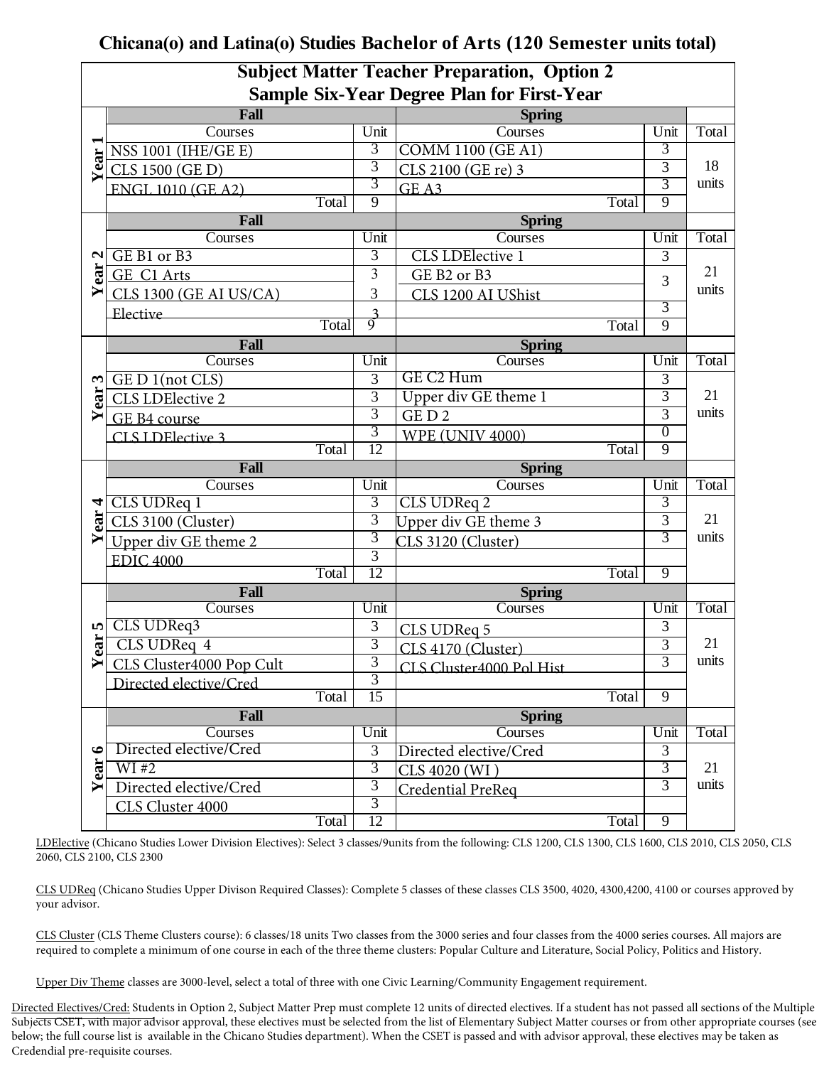# Chicana(o) and Latina(o) Studies Bachelor of Arts (120 Semester units total)

## Subject Matter Teacher Preparation, Option 2
## Sample Six-Year Degree Plan for First-Year

| | Fall | | Spring | | |
|---|---|---|---|---|---|
| | Courses | Unit | Courses | Unit | Total |
| **Year 1** | NSS 1001 (IHE/GE E) | 3 | COMM 1100 (GE A1) | 3 | 18 units |
| | CLS 1500 (GE D) | 3 | CLS 2100 (GE re) 3 | 3 | |
| | ENGL 1010 (GE A2) | 3 | GE A3 | 3 | |
| | Total | 9 | Total | 9 | |
| **Year 2** | GE B1 or B3 | 3 | CLS LDElective 1 | 3 | 21 units |
| | GE C1 Arts | 3 | GE B2 or B3 | 3 | |
| | CLS 1300 (GE AI US/CA) | 3 | CLS 1200 AI UShist | | |
| | Elective | 3 | | 3 | |
| | Total | 9 | Total | 9 | |
| **Year 3** | GE D 1(not CLS) | 3 | GE C2 Hum | 3 | 21 units |
| | CLS LDElective 2 | 3 | Upper div GE theme 1 | 3 | |
| | GE B4 course | 3 | GE D 2 | 3 | |
| | CLS LDElective 3 | 3 | WPE (UNIV 4000) | 0 | |
| | Total | 12 | Total | 9 | |
| **Year 4** | CLS UDReq 1 | 3 | CLS UDReq 2 | 3 | 21 units |
| | CLS 3100 (Cluster) | 3 | Upper div GE theme 3 | 3 | |
| | Upper div GE theme 2 | 3 | CLS 3120 (Cluster) | 3 | |
| | EDIC 4000 | 3 | | | |
| | Total | 12 | Total | 9 | |
| **Year 5** | CLS UDReq3 | 3 | CLS UDReq 5 | 3 | 21 units |
| | CLS UDReq 4 | 3 | CLS 4170 (Cluster) | 3 | |
| | CLS Cluster4000 Pop Cult | 3 | CLS Cluster4000 Pol Hist | 3 | |
| | Directed elective/Cred | 3 | | | |
| | Total | 15 | Total | 9 | |
| **Year 6** | Directed elective/Cred | 3 | Directed elective/Cred | 3 | 21 units |
| | WI #2 | 3 | CLS 4020 (WI ) | 3 | |
| | Directed elective/Cred | 3 | Credential PreReq | 3 | |
| | CLS Cluster 4000 | 3 | | | |
| | Total | 12 | Total | 9 | |

LDElective (Chicano Studies Lower Division Electives): Select 3 classes/9units from the following: CLS 1200, CLS 1300, CLS 1600, CLS 2010, CLS 2050, CLS 2060, CLS 2100, CLS 2300

CLS UDReq (Chicano Studies Upper Divison Required Classes): Complete 5 classes of these classes CLS 3500, 4020, 4300,4200, 4100 or courses approved by your advisor.

CLS Cluster (CLS Theme Clusters course): 6 classes/18 units Two classes from the 3000 series and four classes from the 4000 series courses. All majors are required to complete a minimum of one course in each of the three theme clusters: Popular Culture and Literature, Social Policy, Politics and History.

Upper Div Theme classes are 3000-level, select a total of three with one Civic Learning/Community Engagement requirement.

Directed Electives/Cred: Students in Option 2, Subject Matter Prep must complete 12 units of directed electives. If a student has not passed all sections of the Multiple Subjects CSET, with major advisor approval, these electives must be selected from the list of Elementary Subject Matter courses or from other appropriate courses (see below; the full course list is available in the Chicano Studies department). When the CSET is passed and with advisor approval, these electives may be taken as Credendial pre-requisite courses.